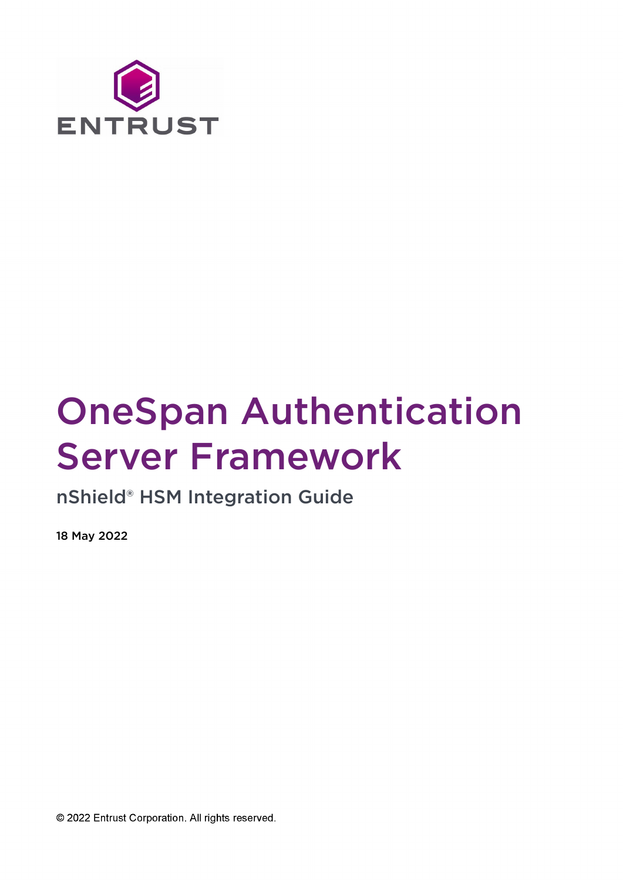ENTRUST

# OneSpan Authentication Server Framework

## nShield® HSM Integration Guide

18 May 2022

© 2022 Entrust Corporation. All rights reserved.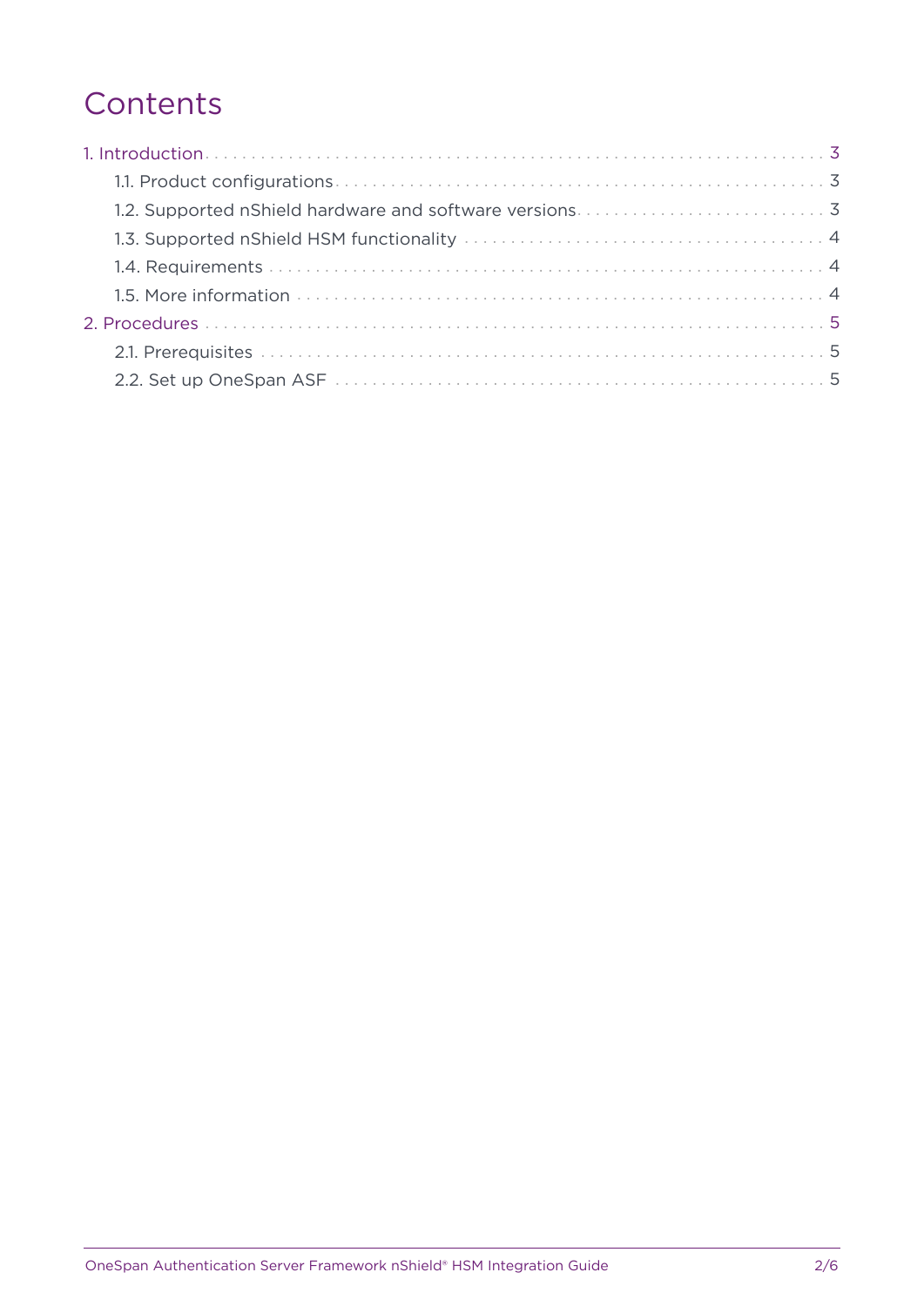# Contents

- 1. Introduction ... 3
  - 1.1. Product configurations ... 3
  - 1.2. Supported nShield hardware and software versions ... 3
  - 1.3. Supported nShield HSM functionality ... 4
  - 1.4. Requirements ... 4
  - 1.5. More information ... 4
- 2. Procedures ... 5
  - 2.1. Prerequisites ... 5
  - 2.2. Set up OneSpan ASF ... 5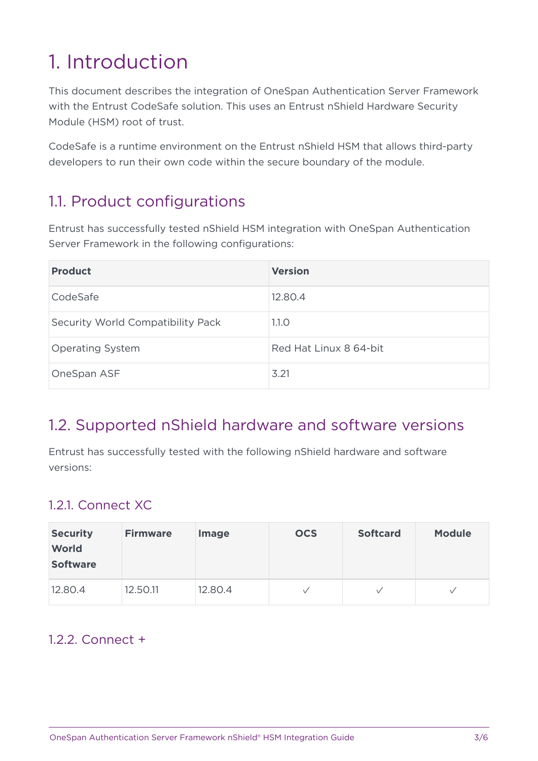# 1. Introduction

This document describes the integration of OneSpan Authentication Server Framework with the Entrust CodeSafe solution. This uses an Entrust nShield Hardware Security Module (HSM) root of trust.

CodeSafe is a runtime environment on the Entrust nShield HSM that allows third-party developers to run their own code within the secure boundary of the module.

## 1.1. Product configurations

Entrust has successfully tested nShield HSM integration with OneSpan Authentication Server Framework in the following configurations:

| Product | Version |
|---|---|
| CodeSafe | 12.80.4 |
| Security World Compatibility Pack | 1.1.0 |
| Operating System | Red Hat Linux 8 64-bit |
| OneSpan ASF | 3.21 |

## 1.2. Supported nShield hardware and software versions

Entrust has successfully tested with the following nShield hardware and software versions:

### 1.2.1. Connect XC

| Security World Software | Firmware | Image | OCS | Softcard | Module |
|---|---|---|---|---|---|
| 12.80.4 | 12.50.11 | 12.80.4 | ✓ | ✓ | ✓ |

### 1.2.2. Connect +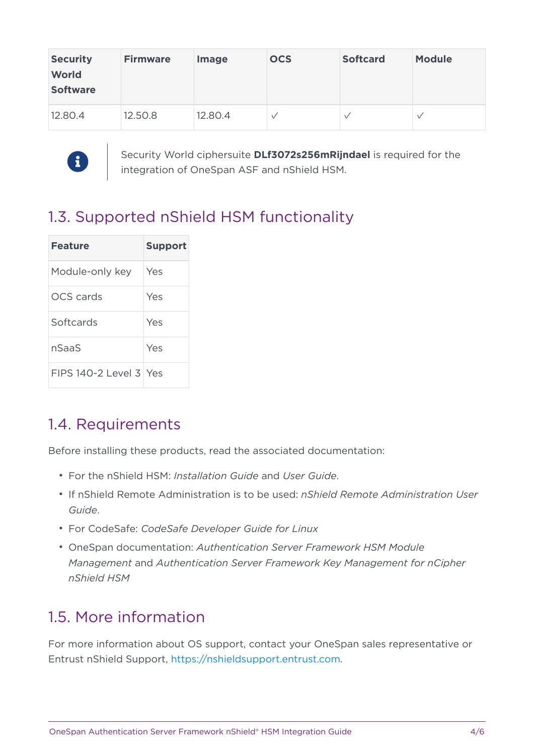| Security World Software | Firmware | Image | OCS | Softcard | Module |
|---|---|---|---|---|---|
| 12.80.4 | 12.50.8 | 12.80.4 | ✓ | ✓ | ✓ |

Security World ciphersuite **DLf3072s256mRijndael** is required for the integration of OneSpan ASF and nShield HSM.

## 1.3. Supported nShield HSM functionality

| Feature | Support |
|---|---|
| Module-only key | Yes |
| OCS cards | Yes |
| Softcards | Yes |
| nSaaS | Yes |
| FIPS 140-2 Level 3 | Yes |

## 1.4. Requirements

Before installing these products, read the associated documentation:

- For the nShield HSM: *Installation Guide* and *User Guide*.
- If nShield Remote Administration is to be used: *nShield Remote Administration User Guide*.
- For CodeSafe: *CodeSafe Developer Guide for Linux*
- OneSpan documentation: *Authentication Server Framework HSM Module Management* and *Authentication Server Framework Key Management for nCipher nShield HSM*

## 1.5. More information

For more information about OS support, contact your OneSpan sales representative or Entrust nShield Support, https://nshieldsupport.entrust.com.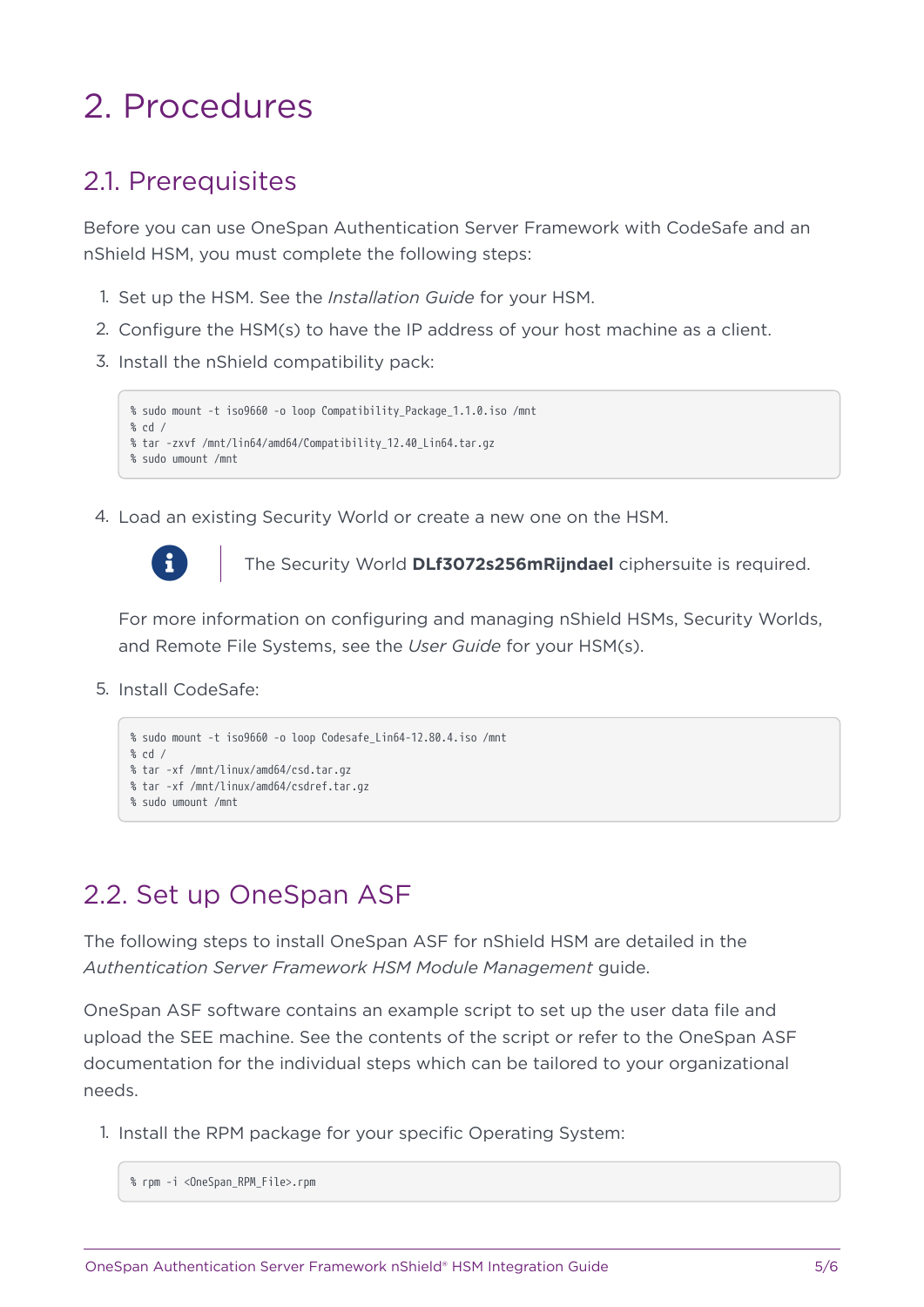# 2. Procedures

## 2.1. Prerequisites

Before you can use OneSpan Authentication Server Framework with CodeSafe and an nShield HSM, you must complete the following steps:

1. Set up the HSM. See the *Installation Guide* for your HSM.
2. Configure the HSM(s) to have the IP address of your host machine as a client.
3. Install the nShield compatibility pack:

   ```
   % sudo mount -t iso9660 -o loop Compatibility_Package_1.1.0.iso /mnt
   % cd /
   % tar -zxvf /mnt/lin64/amd64/Compatibility_12.40_Lin64.tar.gz
   % sudo umount /mnt
   ```

4. Load an existing Security World or create a new one on the HSM.

   The Security World **DLf3072s256mRijndael** ciphersuite is required.

   For more information on configuring and managing nShield HSMs, Security Worlds, and Remote File Systems, see the *User Guide* for your HSM(s).

5. Install CodeSafe:

   ```
   % sudo mount -t iso9660 -o loop Codesafe_Lin64-12.80.4.iso /mnt
   % cd /
   % tar -xf /mnt/linux/amd64/csd.tar.gz
   % tar -xf /mnt/linux/amd64/csdref.tar.gz
   % sudo umount /mnt
   ```

## 2.2. Set up OneSpan ASF

The following steps to install OneSpan ASF for nShield HSM are detailed in the *Authentication Server Framework HSM Module Management* guide.

OneSpan ASF software contains an example script to set up the user data file and upload the SEE machine. See the contents of the script or refer to the OneSpan ASF documentation for the individual steps which can be tailored to your organizational needs.

1. Install the RPM package for your specific Operating System:

   ```
   % rpm -i <OneSpan_RPM_File>.rpm
   ```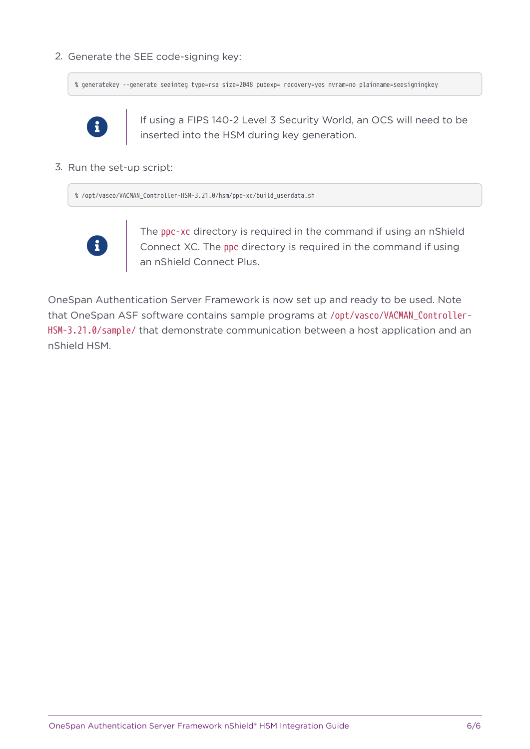2. Generate the SEE code-signing key:

```
% generatekey --generate seeinteg type=rsa size=2048 pubexp= recovery=yes nvram=no plainname=seesigningkey
```

> If using a FIPS 140-2 Level 3 Security World, an OCS will need to be inserted into the HSM during key generation.

3. Run the set-up script:

```
% /opt/vasco/VACMAN_Controller-HSM-3.21.0/hsm/ppc-xc/build_userdata.sh
```

> The `ppc-xc` directory is required in the command if using an nShield Connect XC. The `ppc` directory is required in the command if using an nShield Connect Plus.

OneSpan Authentication Server Framework is now set up and ready to be used. Note that OneSpan ASF software contains sample programs at `/opt/vasco/VACMAN_Controller-HSM-3.21.0/sample/` that demonstrate communication between a host application and an nShield HSM.